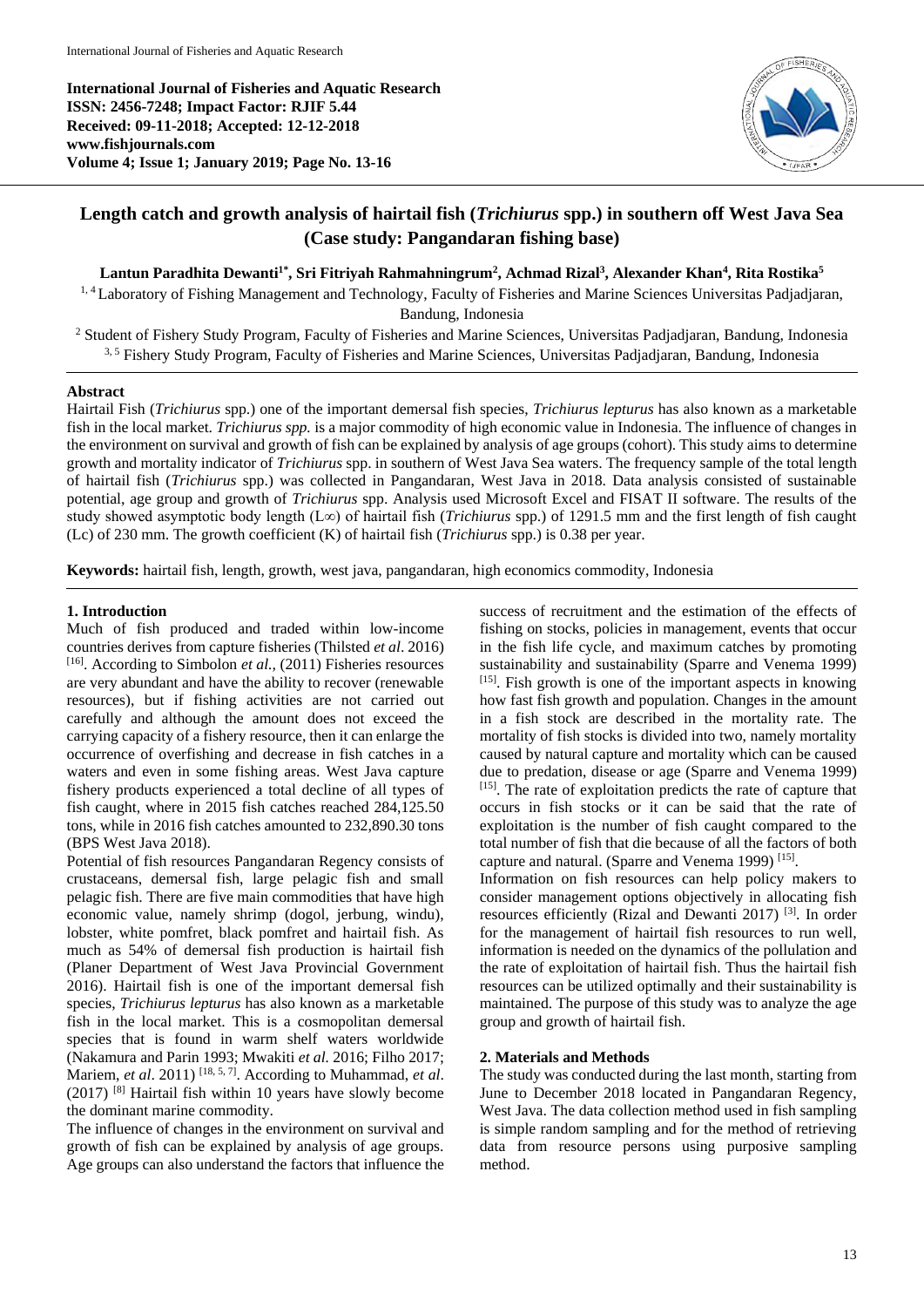**International Journal of Fisheries and Aquatic Research**
**ISSN: 2456-7248; Impact Factor: RJIF 5.44**
**Received: 09-11-2018; Accepted: 12-12-2018**
**www.fishjournals.com**
**Volume 4; Issue 1; January 2019; Page No. 13-16**

# Length catch and growth analysis of hairtail fish (*Trichiurus* spp.) in southern off West Java Sea (Case study: Pangandaran fishing base)

**Lantun Paradhita Dewanti[1*], Sri Fitriyah Rahmahningrum[2], Achmad Rizal[3], Alexander Khan[4], Rita Rostika[5]**

[1, 4] Laboratory of Fishing Management and Technology, Faculty of Fisheries and Marine Sciences Universitas Padjadjaran, Bandung, Indonesia

[2] Student of Fishery Study Program, Faculty of Fisheries and Marine Sciences, Universitas Padjadjaran, Bandung, Indonesia

[3, 5] Fishery Study Program, Faculty of Fisheries and Marine Sciences, Universitas Padjadjaran, Bandung, Indonesia

## Abstract

Hairtail Fish (*Trichiurus* spp.) one of the important demersal fish species, *Trichiurus lepturus* has also known as a marketable fish in the local market. *Trichiurus spp.* is a major commodity of high economic value in Indonesia. The influence of changes in the environment on survival and growth of fish can be explained by analysis of age groups (cohort). This study aims to determine growth and mortality indicator of *Trichiurus* spp. in southern of West Java Sea waters. The frequency sample of the total length of hairtail fish (*Trichiurus* spp.) was collected in Pangandaran, West Java in 2018. Data analysis consisted of sustainable potential, age group and growth of *Trichiurus* spp. Analysis used Microsoft Excel and FISAT II software. The results of the study showed asymptotic body length ($L\infty$) of hairtail fish (*Trichiurus* spp.) of 1291.5 mm and the first length of fish caught (Lc) of 230 mm. The growth coefficient (K) of hairtail fish (*Trichiurus* spp.) is 0.38 per year.

**Keywords:** hairtail fish, length, growth, west java, pangandaran, high economics commodity, Indonesia

## 1. Introduction

Much of fish produced and traded within low-income countries derives from capture fisheries (Thilsted *et al*. 2016) [16]. According to Simbolon *et al.,* (2011) Fisheries resources are very abundant and have the ability to recover (renewable resources), but if fishing activities are not carried out carefully and although the amount does not exceed the carrying capacity of a fishery resource, then it can enlarge the occurrence of overfishing and decrease in fish catches in a waters and even in some fishing areas. West Java capture fishery products experienced a total decline of all types of fish caught, where in 2015 fish catches reached 284,125.50 tons, while in 2016 fish catches amounted to 232,890.30 tons (BPS West Java 2018).

Potential of fish resources Pangandaran Regency consists of crustaceans, demersal fish, large pelagic fish and small pelagic fish. There are five main commodities that have high economic value, namely shrimp (dogol, jerbung, windu), lobster, white pomfret, black pomfret and hairtail fish. As much as 54% of demersal fish production is hairtail fish (Planer Department of West Java Provincial Government 2016). Hairtail fish is one of the important demersal fish species, *Trichiurus lepturus* has also known as a marketable fish in the local market. This is a cosmopolitan demersal species that is found in warm shelf waters worldwide (Nakamura and Parin 1993; Mwakiti *et al.* 2016; Filho 2017; Mariem, *et al*. 2011) [18, 5, 7]. According to Muhammad, *et al*. (2017) [8] Hairtail fish within 10 years have slowly become the dominant marine commodity.

The influence of changes in the environment on survival and growth of fish can be explained by analysis of age groups. Age groups can also understand the factors that influence the success of recruitment and the estimation of the effects of fishing on stocks, policies in management, events that occur in the fish life cycle, and maximum catches by promoting sustainability and sustainability (Sparre and Venema 1999) [15]. Fish growth is one of the important aspects in knowing how fast fish growth and population. Changes in the amount in a fish stock are described in the mortality rate. The mortality of fish stocks is divided into two, namely mortality caused by natural capture and mortality which can be caused due to predation, disease or age (Sparre and Venema 1999) [15]. The rate of exploitation predicts the rate of capture that occurs in fish stocks or it can be said that the rate of exploitation is the number of fish caught compared to the total number of fish that die because of all the factors of both capture and natural. (Sparre and Venema 1999) [15].

Information on fish resources can help policy makers to consider management options objectively in allocating fish resources efficiently (Rizal and Dewanti 2017) [3]. In order for the management of hairtail fish resources to run well, information is needed on the dynamics of the pollulation and the rate of exploitation of hairtail fish. Thus the hairtail fish resources can be utilized optimally and their sustainability is maintained. The purpose of this study was to analyze the age group and growth of hairtail fish.

## 2. Materials and Methods

The study was conducted during the last month, starting from June to December 2018 located in Pangandaran Regency, West Java. The data collection method used in fish sampling is simple random sampling and for the method of retrieving data from resource persons using purposive sampling method.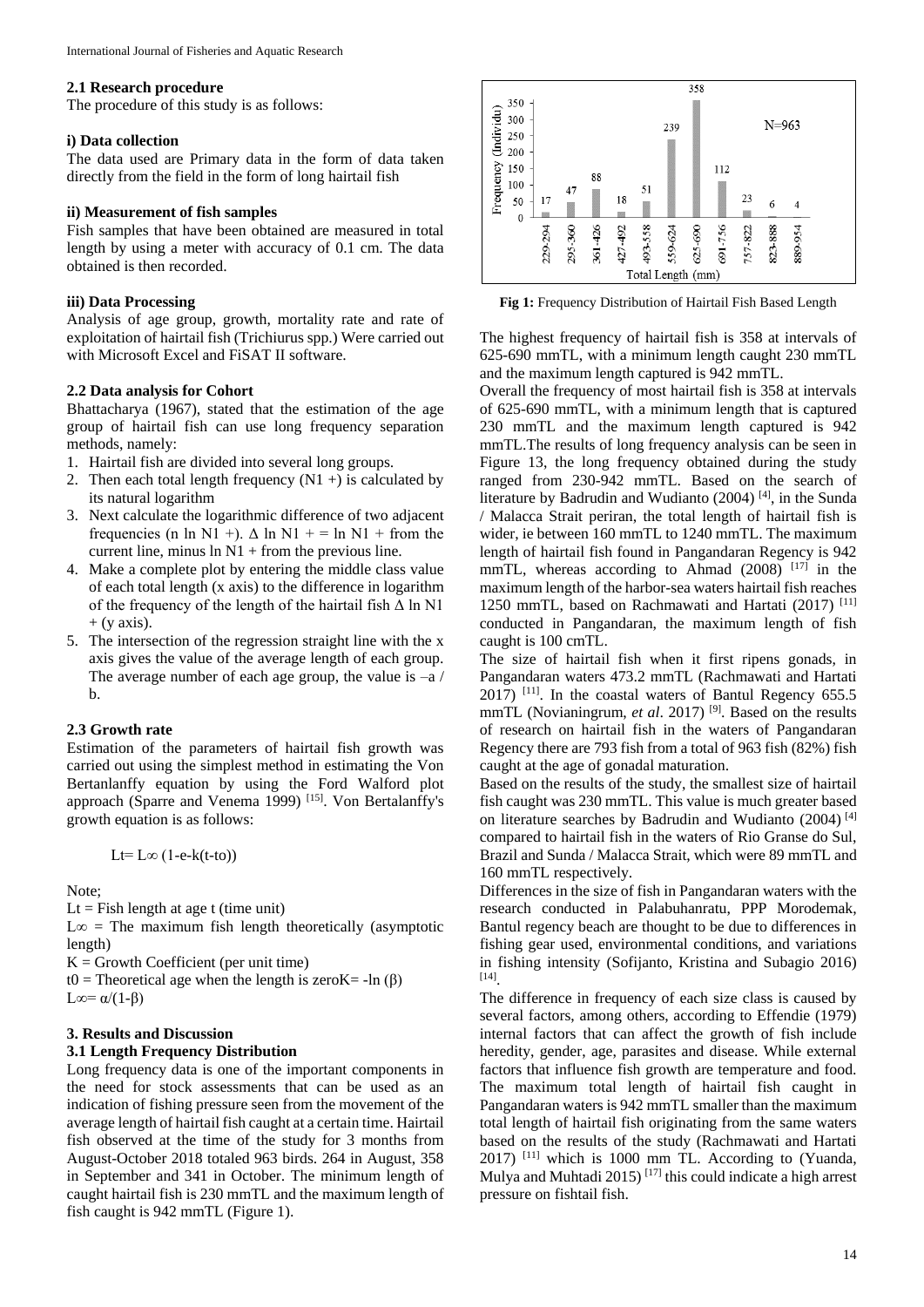### 2.1 Research procedure

The procedure of this study is as follows:

**i) Data collection**

The data used are Primary data in the form of data taken directly from the field in the form of long hairtail fish

**ii) Measurement of fish samples**

Fish samples that have been obtained are measured in total length by using a meter with accuracy of 0.1 cm. The data obtained is then recorded.

**iii) Data Processing**

Analysis of age group, growth, mortality rate and rate of exploitation of hairtail fish (Trichiurus spp.) Were carried out with Microsoft Excel and FiSAT II software.

### 2.2 Data analysis for Cohort

Bhattacharya (1967), stated that the estimation of the age group of hairtail fish can use long frequency separation methods, namely:

1. Hairtail fish are divided into several long groups.
2. Then each total length frequency (N1 +) is calculated by its natural logarithm
3. Next calculate the logarithmic difference of two adjacent frequencies (n ln N1 +). Δ ln N1 + = ln N1 + from the current line, minus ln N1 + from the previous line.
4. Make a complete plot by entering the middle class value of each total length (x axis) to the difference in logarithm of the frequency of the length of the hairtail fish Δ ln N1 + (y axis).
5. The intersection of the regression straight line with the x axis gives the value of the average length of each group. The average number of each age group, the value is $-a / b$.

### 2.3 Growth rate

Estimation of the parameters of hairtail fish growth was carried out using the simplest method in estimating the Von Bertanlanffy equation by using the Ford Walford plot approach (Sparre and Venema 1999) [15]. Von Bertalanffy's growth equation is as follows:

$$L_t = L_\infty (1 - e^{-k(t - t_0)})$$

Note;

$L_t$ = Fish length at age t (time unit)

$L_\infty$ = The maximum fish length theoretically (asymptotic length)

K = Growth Coefficient (per unit time)

$t_0$ = Theoretical age when the length is zeroK= -ln (β)

$L_\infty = \alpha/(1-\beta)$

## 3. Results and Discussion

### 3.1 Length Frequency Distribution

Long frequency data is one of the important components in the need for stock assessments that can be used as an indication of fishing pressure seen from the movement of the average length of hairtail fish caught at a certain time. Hairtail fish observed at the time of the study for 3 months from August-October 2018 totaled 963 birds. 264 in August, 358 in September and 341 in October. The minimum length of caught hairtail fish is 230 mmTL and the maximum length of fish caught is 942 mmTL (Figure 1).

**Fig 1:** Frequency Distribution of Hairtail Fish Based Length

The highest frequency of hairtail fish is 358 at intervals of 625-690 mmTL, with a minimum length caught 230 mmTL and the maximum length captured is 942 mmTL.

Overall the frequency of most hairtail fish is 358 at intervals of 625-690 mmTL, with a minimum length that is captured 230 mmTL and the maximum length captured is 942 mmTL.The results of long frequency analysis can be seen in Figure 13, the long frequency obtained during the study ranged from 230-942 mmTL. Based on the search of literature by Badrudin and Wudianto (2004) [4], in the Sunda / Malacca Strait periran, the total length of hairtail fish is wider, ie between 160 mmTL to 1240 mmTL. The maximum length of hairtail fish found in Pangandaran Regency is 942 mmTL, whereas according to Ahmad (2008) [17] in the maximum length of the harbor-sea waters hairtail fish reaches 1250 mmTL, based on Rachmawati and Hartati (2017) [11] conducted in Pangandaran, the maximum length of fish caught is 100 cmTL.

The size of hairtail fish when it first ripens gonads, in Pangandaran waters 473.2 mmTL (Rachmawati and Hartati 2017) [11]. In the coastal waters of Bantul Regency 655.5 mmTL (Novianingrum, *et al*. 2017) [9]. Based on the results of research on hairtail fish in the waters of Pangandaran Regency there are 793 fish from a total of 963 fish (82%) fish caught at the age of gonadal maturation.

Based on the results of the study, the smallest size of hairtail fish caught was 230 mmTL. This value is much greater based on literature searches by Badrudin and Wudianto (2004) [4] compared to hairtail fish in the waters of Rio Granse do Sul, Brazil and Sunda / Malacca Strait, which were 89 mmTL and 160 mmTL respectively.

Differences in the size of fish in Pangandaran waters with the research conducted in Palabuhanratu, PPP Morodemak, Bantul regency beach are thought to be due to differences in fishing gear used, environmental conditions, and variations in fishing intensity (Sofijanto, Kristina and Subagio 2016) [14].

The difference in frequency of each size class is caused by several factors, among others, according to Effendie (1979) internal factors that can affect the growth of fish include heredity, gender, age, parasites and disease. While external factors that influence fish growth are temperature and food. The maximum total length of hairtail fish caught in Pangandaran waters is 942 mmTL smaller than the maximum total length of hairtail fish originating from the same waters based on the results of the study (Rachmawati and Hartati 2017) [11] which is 1000 mm TL. According to (Yuanda, Mulya and Muhtadi 2015) [17] this could indicate a high arrest pressure on fishtail fish.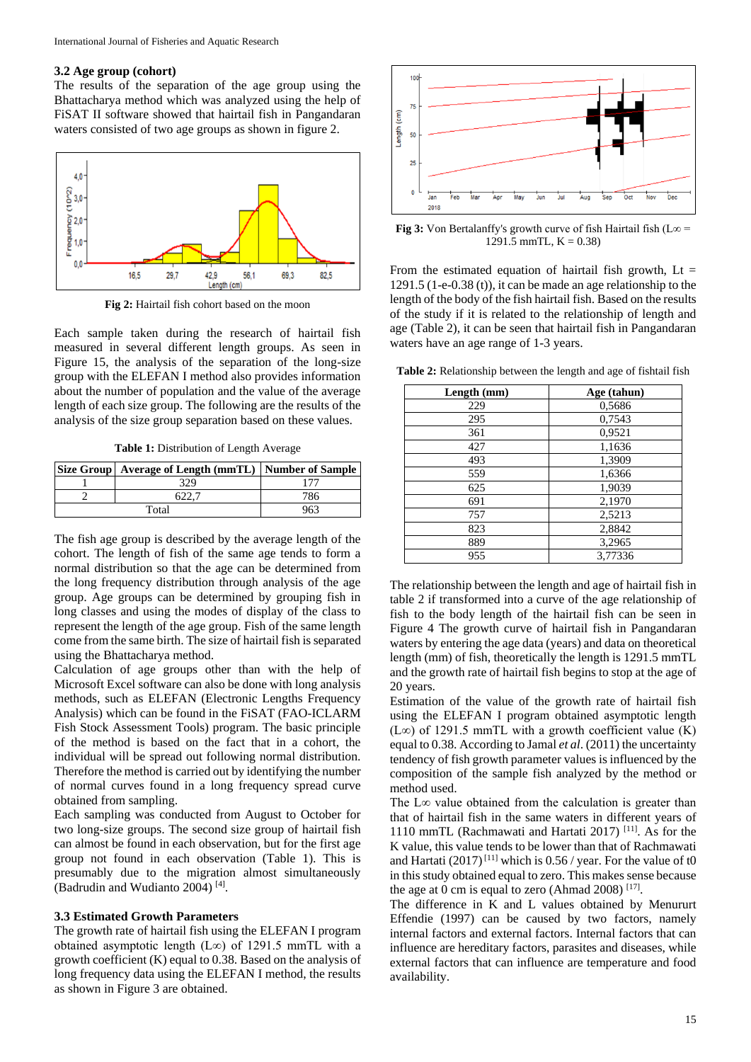### 3.2 Age group (cohort)

The results of the separation of the age group using the Bhattacharya method which was analyzed using the help of FiSAT II software showed that hairtail fish in Pangandaran waters consisted of two age groups as shown in figure 2.

**Fig 2:** Hairtail fish cohort based on the moon

Each sample taken during the research of hairtail fish measured in several different length groups. As seen in Figure 15, the analysis of the separation of the long-size group with the ELEFAN I method also provides information about the number of population and the value of the average length of each size group. The following are the results of the analysis of the size group separation based on these values.

**Table 1:** Distribution of Length Average

| Size Group | Average of Length (mmTL) | Number of Sample |
|---|---|---|
| 1 | 329 | 177 |
| 2 | 622,7 | 786 |
| Total | | 963 |

The fish age group is described by the average length of the cohort. The length of fish of the same age tends to form a normal distribution so that the age can be determined from the long frequency distribution through analysis of the age group. Age groups can be determined by grouping fish in long classes and using the modes of display of the class to represent the length of the age group. Fish of the same length come from the same birth. The size of hairtail fish is separated using the Bhattacharya method.

Calculation of age groups other than with the help of Microsoft Excel software can also be done with long analysis methods, such as ELEFAN (Electronic Lengths Frequency Analysis) which can be found in the FiSAT (FAO-ICLARM Fish Stock Assessment Tools) program. The basic principle of the method is based on the fact that in a cohort, the individual will be spread out following normal distribution. Therefore the method is carried out by identifying the number of normal curves found in a long frequency spread curve obtained from sampling.

Each sampling was conducted from August to October for two long-size groups. The second size group of hairtail fish can almost be found in each observation, but for the first age group not found in each observation (Table 1). This is presumably due to the migration almost simultaneously (Badrudin and Wudianto 2004) [4].

### 3.3 Estimated Growth Parameters

The growth rate of hairtail fish using the ELEFAN I program obtained asymptotic length ($L\infty$) of 1291.5 mmTL with a growth coefficient (K) equal to 0.38. Based on the analysis of long frequency data using the ELEFAN I method, the results as shown in Figure 3 are obtained.

**Fig 3:** Von Bertalanffy's growth curve of fish Hairtail fish ($L\infty$ = 1291.5 mmTL, K = 0.38)

From the estimated equation of hairtail fish growth, Lt = 1291.5 (1-e-0.38 (t)), it can be made an age relationship to the length of the body of the fish hairtail fish. Based on the results of the study if it is related to the relationship of length and age (Table 2), it can be seen that hairtail fish in Pangandaran waters have an age range of 1-3 years.

**Table 2:** Relationship between the length and age of fishtail fish

| Length (mm) | Age (tahun) |
|---|---|
| 229 | 0,5686 |
| 295 | 0,7543 |
| 361 | 0,9521 |
| 427 | 1,1636 |
| 493 | 1,3909 |
| 559 | 1,6366 |
| 625 | 1,9039 |
| 691 | 2,1970 |
| 757 | 2,5213 |
| 823 | 2,8842 |
| 889 | 3,2965 |
| 955 | 3,77336 |

The relationship between the length and age of hairtail fish in table 2 if transformed into a curve of the age relationship of fish to the body length of the hairtail fish can be seen in Figure 4 The growth curve of hairtail fish in Pangandaran waters by entering the age data (years) and data on theoretical length (mm) of fish, theoretically the length is 1291.5 mmTL and the growth rate of hairtail fish begins to stop at the age of 20 years.

Estimation of the value of the growth rate of hairtail fish using the ELEFAN I program obtained asymptotic length ($L\infty$) of 1291.5 mmTL with a growth coefficient value (K) equal to 0.38. According to Jamal *et al*. (2011) the uncertainty tendency of fish growth parameter values is influenced by the composition of the sample fish analyzed by the method or method used.

The $L\infty$ value obtained from the calculation is greater than that of hairtail fish in the same waters in different years of 1110 mmTL (Rachmawati and Hartati 2017) [11]. As for the K value, this value tends to be lower than that of Rachmawati and Hartati (2017) [11] which is 0.56 / year. For the value of t0 in this study obtained equal to zero. This makes sense because the age at 0 cm is equal to zero (Ahmad 2008) [17].

The difference in K and L values obtained by Menurut Effendie (1997) can be caused by two factors, namely internal factors and external factors. Internal factors that can influence are hereditary factors, parasites and diseases, while external factors that can influence are temperature and food availability.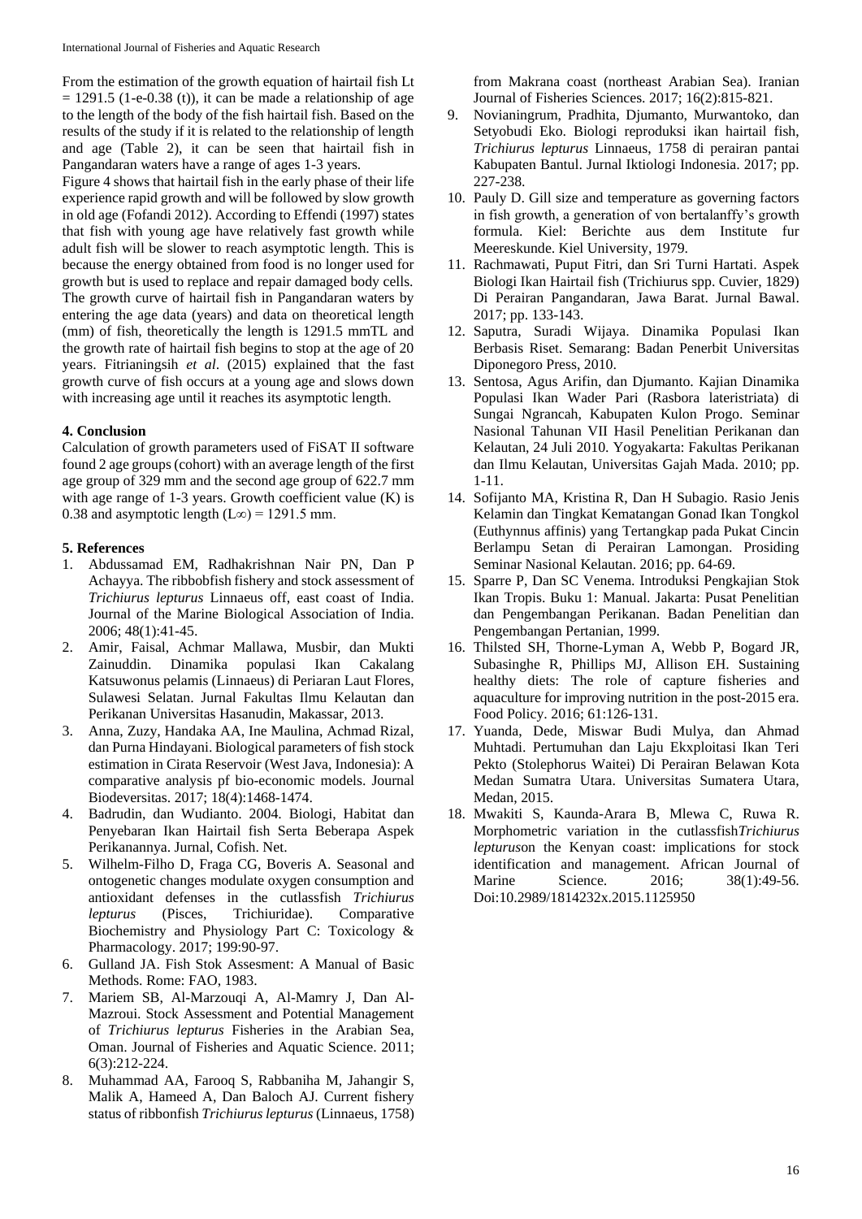From the estimation of the growth equation of hairtail fish $L_t = 1291.5\ (1-e^{-0.38\ (t)})$, it can be made a relationship of age to the length of the body of the fish hairtail fish. Based on the results of the study if it is related to the relationship of length and age (Table 2), it can be seen that hairtail fish in Pangandaran waters have a range of ages 1-3 years.

Figure 4 shows that hairtail fish in the early phase of their life experience rapid growth and will be followed by slow growth in old age (Fofandi 2012). According to Effendi (1997) states that fish with young age have relatively fast growth while adult fish will be slower to reach asymptotic length. This is because the energy obtained from food is no longer used for growth but is used to replace and repair damaged body cells. The growth curve of hairtail fish in Pangandaran waters by entering the age data (years) and data on theoretical length (mm) of fish, theoretically the length is 1291.5 mmTL and the growth rate of hairtail fish begins to stop at the age of 20 years. Fitrianingsih *et al*. (2015) explained that the fast growth curve of fish occurs at a young age and slows down with increasing age until it reaches its asymptotic length.

## 4. Conclusion

Calculation of growth parameters used of FiSAT II software found 2 age groups (cohort) with an average length of the first age group of 329 mm and the second age group of 622.7 mm with age range of 1-3 years. Growth coefficient value (K) is 0.38 and asymptotic length ($L\infty$) = 1291.5 mm.

## 5. References

1. Abdussamad EM, Radhakrishnan Nair PN, Dan P Achayya. The ribbobfish fishery and stock assessment of *Trichiurus lepturus* Linnaeus off, east coast of India. Journal of the Marine Biological Association of India. 2006; 48(1):41-45.
2. Amir, Faisal, Achmar Mallawa, Musbir, dan Mukti Zainuddin. Dinamika populasi Ikan Cakalang Katsuwonus pelamis (Linnaeus) di Periaran Laut Flores, Sulawesi Selatan. Jurnal Fakultas Ilmu Kelautan dan Perikanan Universitas Hasanudin, Makassar, 2013.
3. Anna, Zuzy, Handaka AA, Ine Maulina, Achmad Rizal, dan Purna Hindayani. Biological parameters of fish stock estimation in Cirata Reservoir (West Java, Indonesia): A comparative analysis pf bio-economic models. Journal Biodeversitas. 2017; 18(4):1468-1474.
4. Badrudin, dan Wudianto. 2004. Biologi, Habitat dan Penyebaran Ikan Hairtail fish Serta Beberapa Aspek Perikanannya. Jurnal, Cofish. Net.
5. Wilhelm-Filho D, Fraga CG, Boveris A. Seasonal and ontogenetic changes modulate oxygen consumption and antioxidant defenses in the cutlassfish *Trichiurus lepturus* (Pisces, Trichiuridae). Comparative Biochemistry and Physiology Part C: Toxicology & Pharmacology. 2017; 199:90-97.
6. Gulland JA. Fish Stok Assesment: A Manual of Basic Methods. Rome: FAO, 1983.
7. Mariem SB, Al-Marzouqi A, Al-Mamry J, Dan Al-Mazroui. Stock Assessment and Potential Management of *Trichiurus lepturus* Fisheries in the Arabian Sea, Oman. Journal of Fisheries and Aquatic Science. 2011; 6(3):212-224.
8. Muhammad AA, Farooq S, Rabbaniha M, Jahangir S, Malik A, Hameed A, Dan Baloch AJ. Current fishery status of ribbonfish *Trichiurus lepturus* (Linnaeus, 1758) from Makrana coast (northeast Arabian Sea). Iranian Journal of Fisheries Sciences. 2017; 16(2):815-821.
9. Novianingrum, Pradhita, Djumanto, Murwantoko, dan Setyobudi Eko. Biologi reproduksi ikan hairtail fish, *Trichiurus lepturus* Linnaeus, 1758 di perairan pantai Kabupaten Bantul. Jurnal Iktiologi Indonesia. 2017; pp. 227-238.
10. Pauly D. Gill size and temperature as governing factors in fish growth, a generation of von bertalanffy's growth formula. Kiel: Berichte aus dem Institute fur Meereskunde. Kiel University, 1979.
11. Rachmawati, Puput Fitri, dan Sri Turni Hartati. Aspek Biologi Ikan Hairtail fish (Trichiurus spp. Cuvier, 1829) Di Perairan Pangandaran, Jawa Barat. Jurnal Bawal. 2017; pp. 133-143.
12. Saputra, Suradi Wijaya. Dinamika Populasi Ikan Berbasis Riset. Semarang: Badan Penerbit Universitas Diponegoro Press, 2010.
13. Sentosa, Agus Arifin, dan Djumanto. Kajian Dinamika Populasi Ikan Wader Pari (Rasbora lateristriata) di Sungai Ngrancah, Kabupaten Kulon Progo. Seminar Nasional Tahunan VII Hasil Penelitian Perikanan dan Kelautan, 24 Juli 2010. Yogyakarta: Fakultas Perikanan dan Ilmu Kelautan, Universitas Gajah Mada. 2010; pp. 1-11.
14. Sofijanto MA, Kristina R, Dan H Subagio. Rasio Jenis Kelamin dan Tingkat Kematangan Gonad Ikan Tongkol (Euthynnus affinis) yang Tertangkap pada Pukat Cincin Berlampu Setan di Perairan Lamongan. Prosiding Seminar Nasional Kelautan. 2016; pp. 64-69.
15. Sparre P, Dan SC Venema. Introduksi Pengkajian Stok Ikan Tropis. Buku 1: Manual. Jakarta: Pusat Penelitian dan Pengembangan Perikanan. Badan Penelitian dan Pengembangan Pertanian, 1999.
16. Thilsted SH, Thorne-Lyman A, Webb P, Bogard JR, Subasinghe R, Phillips MJ, Allison EH. Sustaining healthy diets: The role of capture fisheries and aquaculture for improving nutrition in the post-2015 era. Food Policy. 2016; 61:126-131.
17. Yuanda, Dede, Miswar Budi Mulya, dan Ahmad Muhtadi. Pertumuhan dan Laju Ekxploitasi Ikan Teri Pekto (Stolephorus Waitei) Di Perairan Belawan Kota Medan Sumatra Utara. Universitas Sumatera Utara, Medan, 2015.
18. Mwakiti S, Kaunda-Arara B, Mlewa C, Ruwa R. Morphometric variation in the cutlassfish*Trichiurus lepturus*on the Kenyan coast: implications for stock identification and management. African Journal of Marine Science. 2016; 38(1):49-56. Doi:10.2989/1814232x.2015.1125950